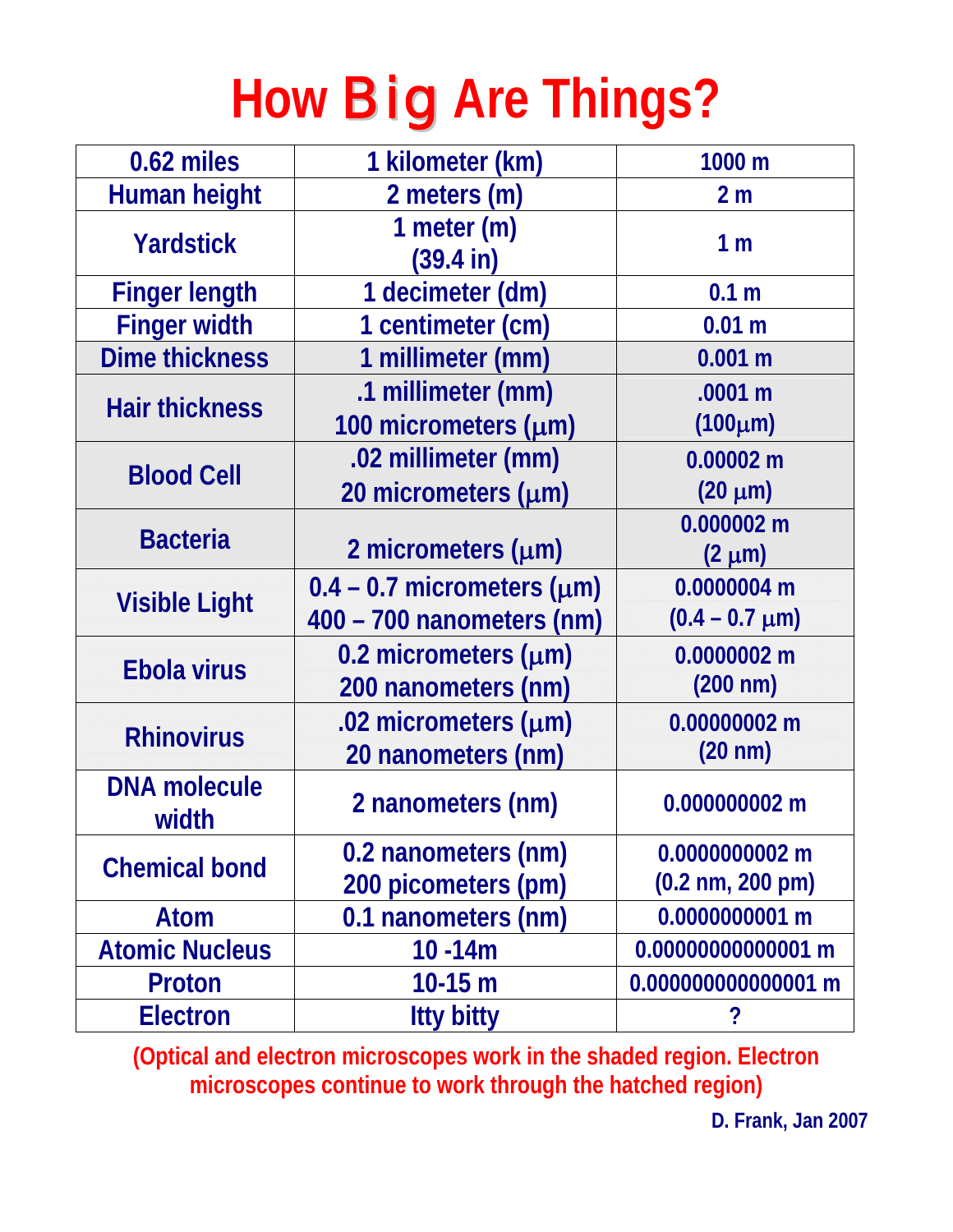# How Big Are Things?

| | | |
|---|---|---|
| 0.62 miles | 1 kilometer (km) | 1000 m |
| Human height | 2 meters (m) | 2 m |
| Yardstick | 1 meter (m)<br>(39.4 in) | 1 m |
| Finger length | 1 decimeter (dm) | 0.1 m |
| Finger width | 1 centimeter (cm) | 0.01 m |
| Dime thickness | 1 millimeter (mm) | 0.001 m |
| Hair thickness | .1 millimeter (mm)<br>100 micrometers (μm) | .0001 m<br>(100μm) |
| Blood Cell | .02 millimeter (mm)<br>20 micrometers (μm) | 0.00002 m<br>(20 μm) |
| Bacteria | 2 micrometers (μm) | 0.000002 m<br>(2 μm) |
| Visible Light | 0.4 – 0.7 micrometers (μm)<br>400 – 700 nanometers (nm) | 0.0000004 m<br>(0.4 – 0.7 μm) |
| Ebola virus | 0.2 micrometers (μm)<br>200 nanometers (nm) | 0.0000002 m<br>(200 nm) |
| Rhinovirus | .02 micrometers (μm)<br>20 nanometers (nm) | 0.00000002 m<br>(20 nm) |
| DNA molecule width | 2 nanometers (nm) | 0.000000002 m |
| Chemical bond | 0.2 nanometers (nm)<br>200 picometers (pm) | 0.0000000002 m<br>(0.2 nm, 200 pm) |
| Atom | 0.1 nanometers (nm) | 0.0000000001 m |
| Atomic Nucleus | 10 -14m | 0.00000000000001 m |
| Proton | 10-15 m | 0.000000000000001 m |
| Electron | Itty bitty | ? |

(Optical and electron microscopes work in the shaded region. Electron microscopes continue to work through the hatched region)

D. Frank, Jan 2007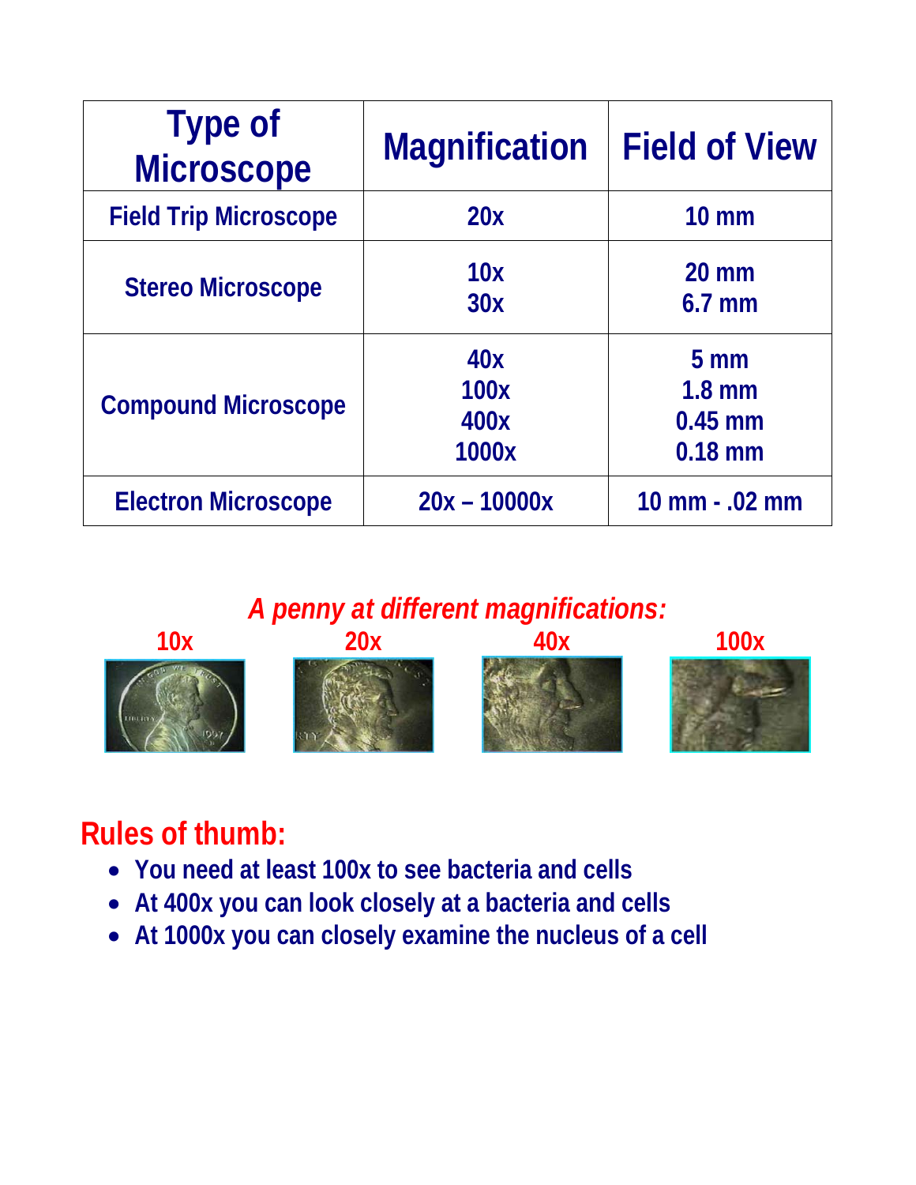| Type of Microscope | Magnification | Field of View |
|---|---|---|
| Field Trip Microscope | 20x | 10 mm |
| Stereo Microscope | 10x<br>30x | 20 mm<br>6.7 mm |
| Compound Microscope | 40x<br>100x<br>400x<br>1000x | 5 mm<br>1.8 mm<br>0.45 mm<br>0.18 mm |
| Electron Microscope | 20x – 10000x | 10 mm - .02 mm |

*A penny at different magnifications:*

10x 20x 40x 100x

## Rules of thumb:

- You need at least 100x to see bacteria and cells
- At 400x you can look closely at a bacteria and cells
- At 1000x you can closely examine the nucleus of a cell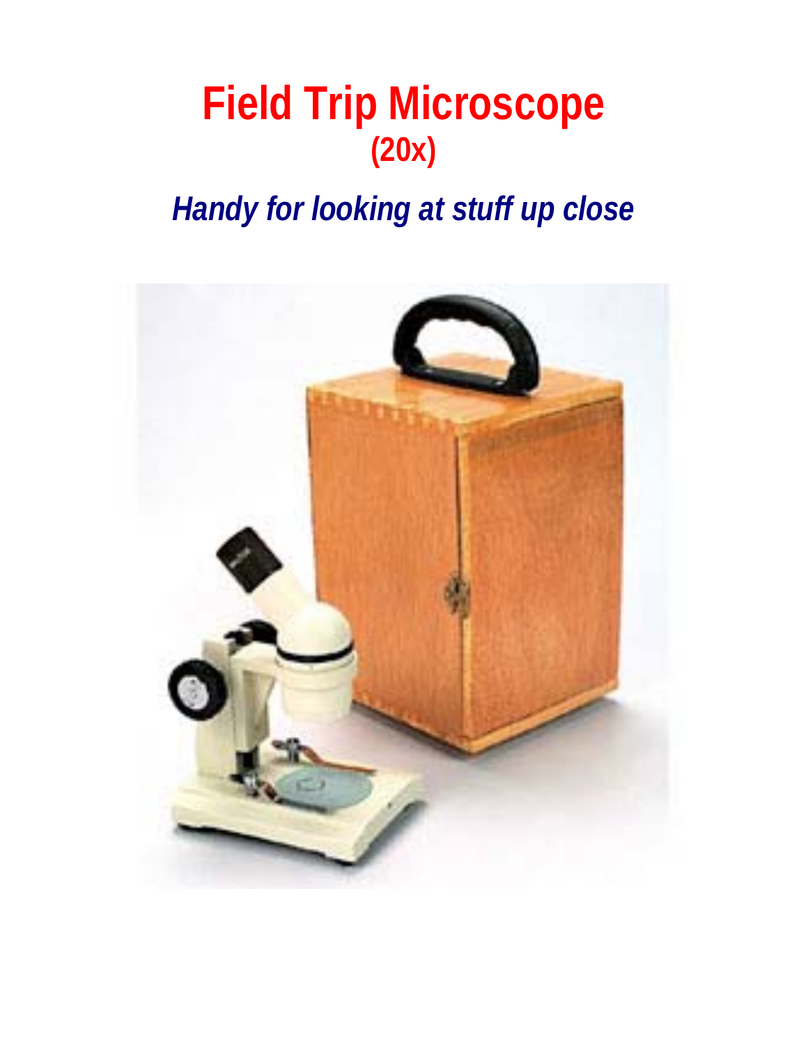# Field Trip Microscope

**(20x)**

***Handy for looking at stuff up close***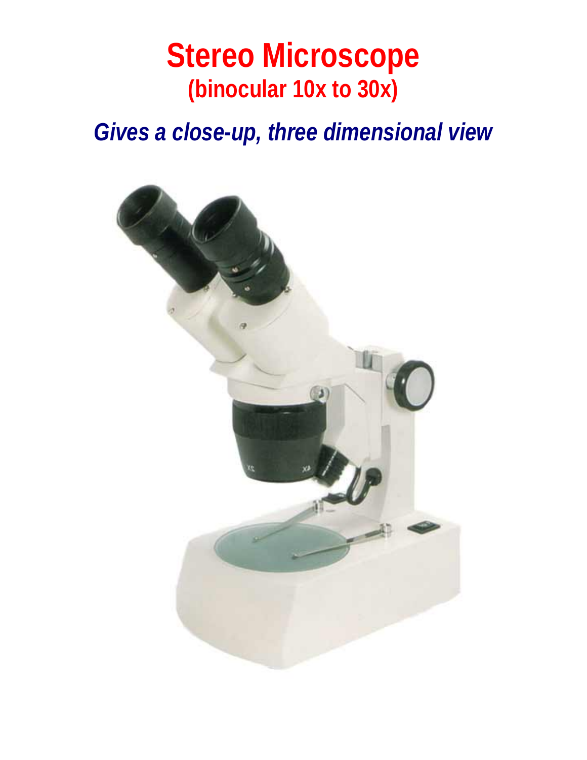# Stereo Microscope

## (binocular 10x to 30x)

### *Gives a close-up, three dimensional view*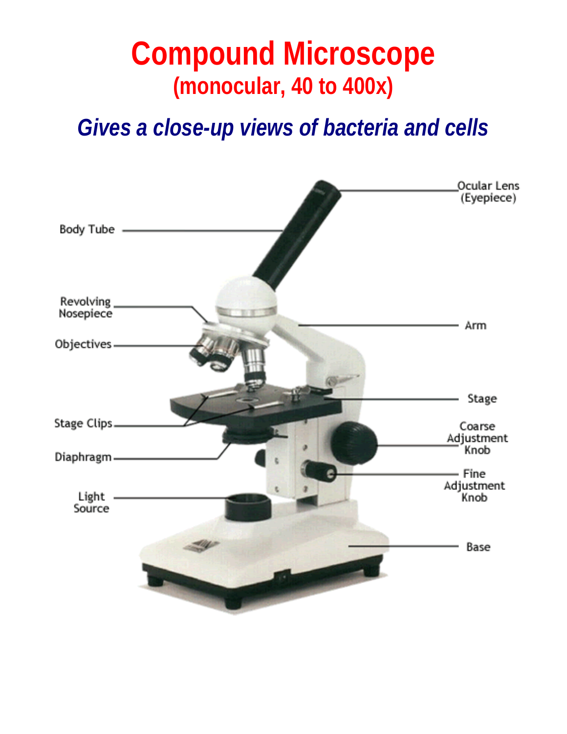# Compound Microscope

## (monocular, 40 to 400x)

***Gives a close-up views of bacteria and cells***

- Ocular Lens (Eyepiece)
- Body Tube
- Revolving Nosepiece
- Arm
- Objectives
- Stage
- Stage Clips
- Coarse Adjustment Knob
- Diaphragm
- Fine Adjustment Knob
- Light Source
- Base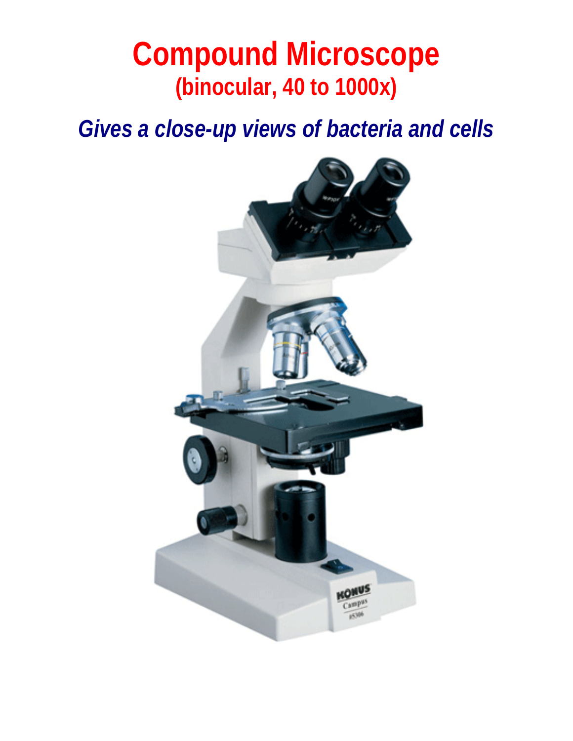# Compound Microscope

## (binocular, 40 to 1000x)

***Gives a close-up views of bacteria and cells***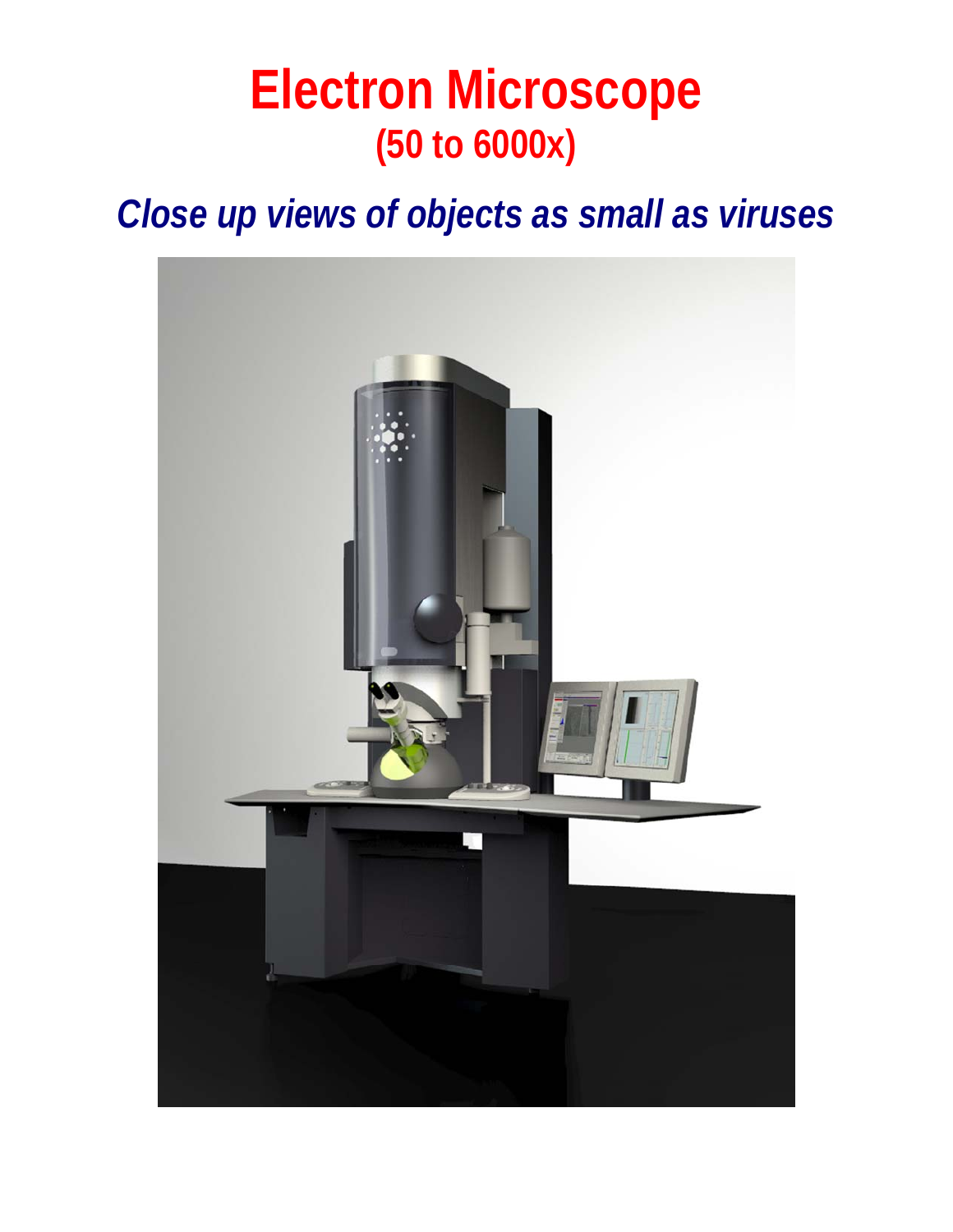# Electron Microscope
## (50 to 6000x)

## *Close up views of objects as small as viruses*